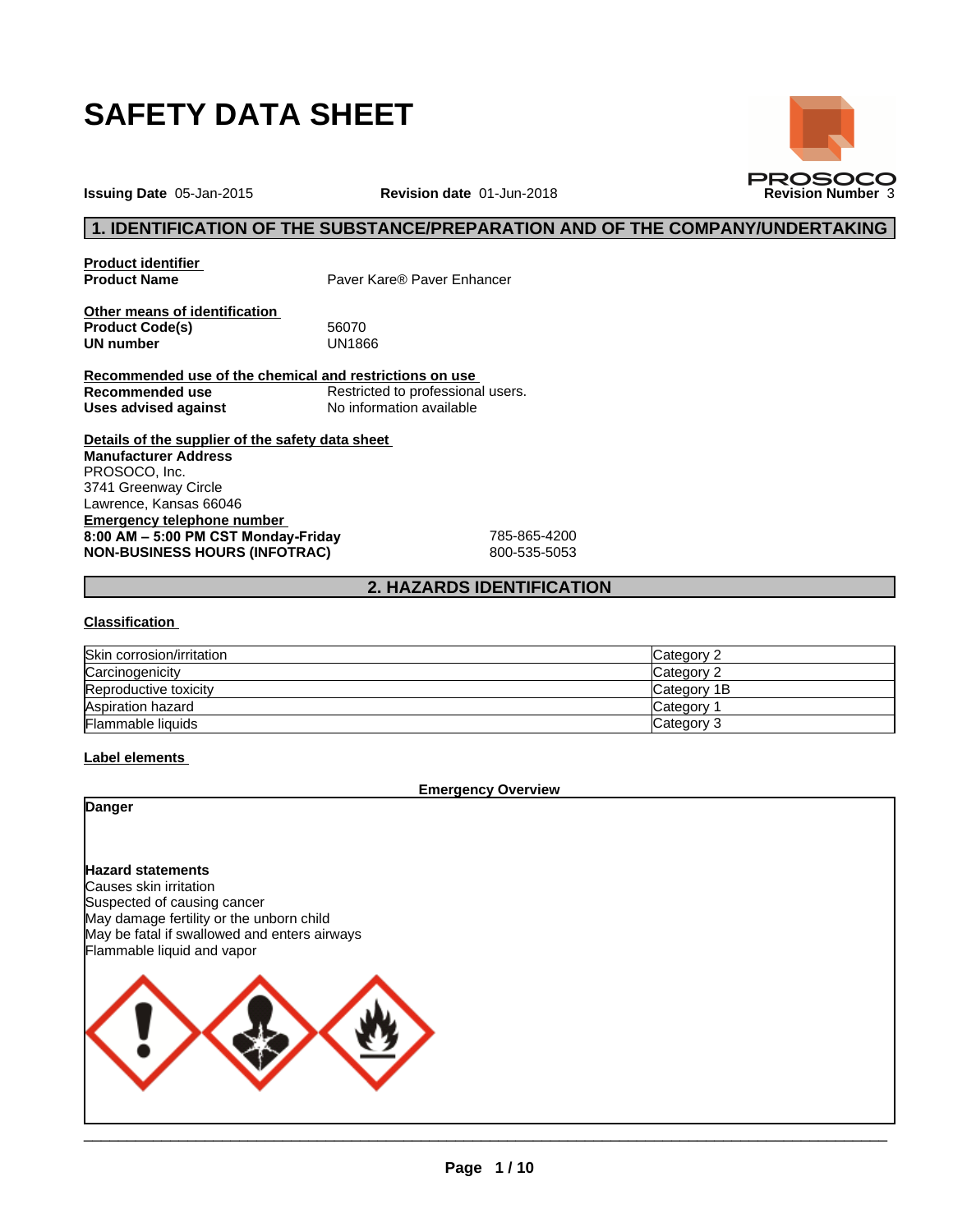# SAFETY DATA SHEET

**Issuing Date** 05-Jan-2015 **Revision date** 01-Jun-2018 **Revision Number** 3

## 1. IDENTIFICATION OF THE SUBSTANCE/PREPARATION AND OF THE COMPANY/UNDERTAKING

**Product identifier**

**Product Name** Paver Kare® Paver Enhancer

**Other means of identification**

**Product Code(s)** 56070

**UN number** UN1866

**Recommended use of the chemical and restrictions on use**

**Recommended use** Restricted to professional users.

**Uses advised against** No information available

**Details of the supplier of the safety data sheet**

**Manufacturer Address**
PROSOCO, Inc.
3741 Greenway Circle
Lawrence, Kansas 66046

**Emergency telephone number**

**8:00 AM – 5:00 PM CST Monday-Friday** 785-865-4200

**NON-BUSINESS HOURS (INFOTRAC)** 800-535-5053

## 2. HAZARDS IDENTIFICATION

**Classification**

| | |
|---|---|
| Skin corrosion/irritation | Category 2 |
| Carcinogenicity | Category 2 |
| Reproductive toxicity | Category 1B |
| Aspiration hazard | Category 1 |
| Flammable liquids | Category 3 |

**Label elements**

**Emergency Overview**

**Danger**

**Hazard statements**
Causes skin irritation
Suspected of causing cancer
May damage fertility or the unborn child
May be fatal if swallowed and enters airways
Flammable liquid and vapor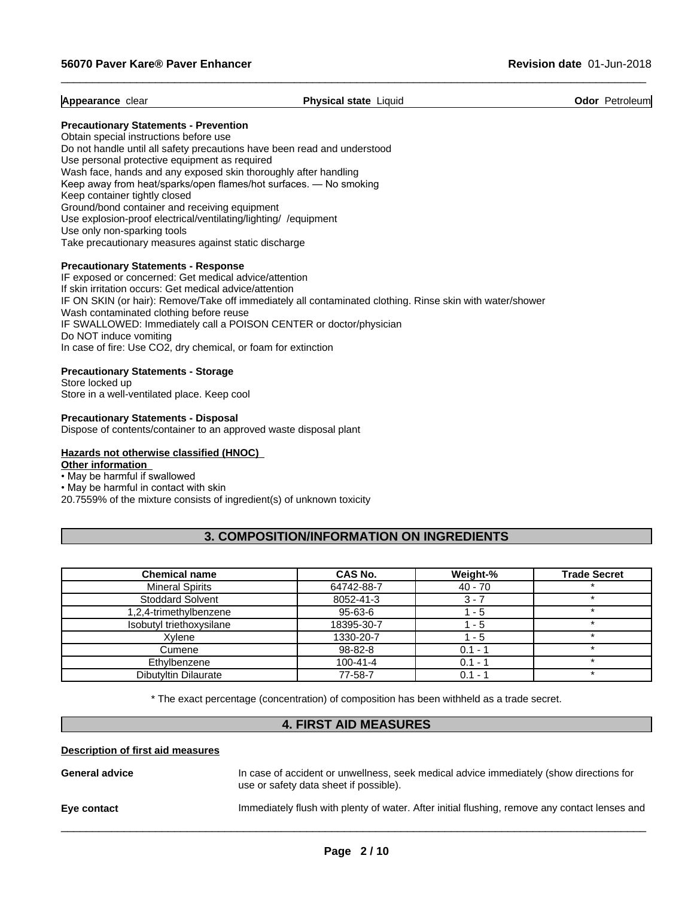**Appearance** clear | **Physical state** Liquid | **Odor** Petroleum

**Precautionary Statements - Prevention**

Obtain special instructions before use
Do not handle until all safety precautions have been read and understood
Use personal protective equipment as required
Wash face, hands and any exposed skin thoroughly after handling
Keep away from heat/sparks/open flames/hot surfaces. — No smoking
Keep container tightly closed
Ground/bond container and receiving equipment
Use explosion-proof electrical/ventilating/lighting/ /equipment
Use only non-sparking tools
Take precautionary measures against static discharge

**Precautionary Statements - Response**

IF exposed or concerned: Get medical advice/attention
If skin irritation occurs: Get medical advice/attention
IF ON SKIN (or hair): Remove/Take off immediately all contaminated clothing. Rinse skin with water/shower
Wash contaminated clothing before reuse
IF SWALLOWED: Immediately call a POISON CENTER or doctor/physician
Do NOT induce vomiting
In case of fire: Use CO2, dry chemical, or foam for extinction

**Precautionary Statements - Storage**

Store locked up
Store in a well-ventilated place. Keep cool

**Precautionary Statements - Disposal**

Dispose of contents/container to an approved waste disposal plant

**Hazards not otherwise classified (HNOC)**

**Other information**

- May be harmful if swallowed
- May be harmful in contact with skin

20.7559% of the mixture consists of ingredient(s) of unknown toxicity

## 3. COMPOSITION/INFORMATION ON INGREDIENTS

| Chemical name | CAS No. | Weight-% | Trade Secret |
|---|---|---|---|
| Mineral Spirits | 64742-88-7 | 40 - 70 | * |
| Stoddard Solvent | 8052-41-3 | 3 - 7 | * |
| 1,2,4-trimethylbenzene | 95-63-6 | 1 - 5 | * |
| Isobutyl triethoxysilane | 18395-30-7 | 1 - 5 | * |
| Xylene | 1330-20-7 | 1 - 5 | * |
| Cumene | 98-82-8 | 0.1 - 1 | * |
| Ethylbenzene | 100-41-4 | 0.1 - 1 | * |
| Dibutyltin Dilaurate | 77-58-7 | 0.1 - 1 | * |

* The exact percentage (concentration) of composition has been withheld as a trade secret.

## 4. FIRST AID MEASURES

**Description of first aid measures**

**General advice** In case of accident or unwellness, seek medical advice immediately (show directions for use or safety data sheet if possible).

**Eye contact** Immediately flush with plenty of water. After initial flushing, remove any contact lenses and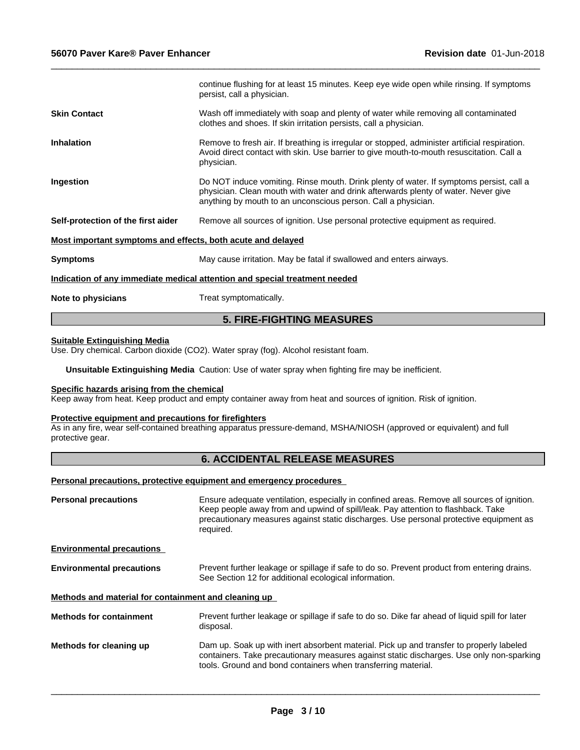continue flushing for at least 15 minutes. Keep eye wide open while rinsing. If symptoms persist, call a physician.

**Skin Contact**

Wash off immediately with soap and plenty of water while removing all contaminated clothes and shoes. If skin irritation persists, call a physician.

**Inhalation**

Remove to fresh air. If breathing is irregular or stopped, administer artificial respiration. Avoid direct contact with skin. Use barrier to give mouth-to-mouth resuscitation. Call a physician.

**Ingestion**

Do NOT induce vomiting. Rinse mouth. Drink plenty of water. If symptoms persist, call a physician. Clean mouth with water and drink afterwards plenty of water. Never give anything by mouth to an unconscious person. Call a physician.

**Self-protection of the first aider**

Remove all sources of ignition. Use personal protective equipment as required.

**Most important symptoms and effects, both acute and delayed**

**Symptoms**

May cause irritation. May be fatal if swallowed and enters airways.

**Indication of any immediate medical attention and special treatment needed**

**Note to physicians**

Treat symptomatically.

## 5. FIRE-FIGHTING MEASURES

**Suitable Extinguishing Media**

Use. Dry chemical. Carbon dioxide ($CO_2$). Water spray (fog). Alcohol resistant foam.

**Unsuitable Extinguishing Media** Caution: Use of water spray when fighting fire may be inefficient.

**Specific hazards arising from the chemical**

Keep away from heat. Keep product and empty container away from heat and sources of ignition. Risk of ignition.

**Protective equipment and precautions for firefighters**

As in any fire, wear self-contained breathing apparatus pressure-demand, MSHA/NIOSH (approved or equivalent) and full protective gear.

## 6. ACCIDENTAL RELEASE MEASURES

**Personal precautions, protective equipment and emergency procedures**

**Personal precautions**

Ensure adequate ventilation, especially in confined areas. Remove all sources of ignition. Keep people away from and upwind of spill/leak. Pay attention to flashback. Take precautionary measures against static discharges. Use personal protective equipment as required.

**Environmental precautions**

**Environmental precautions**

Prevent further leakage or spillage if safe to do so. Prevent product from entering drains. See Section 12 for additional ecological information.

**Methods and material for containment and cleaning up**

**Methods for containment**

Prevent further leakage or spillage if safe to do so. Dike far ahead of liquid spill for later disposal.

**Methods for cleaning up**

Dam up. Soak up with inert absorbent material. Pick up and transfer to properly labeled containers. Take precautionary measures against static discharges. Use only non-sparking tools. Ground and bond containers when transferring material.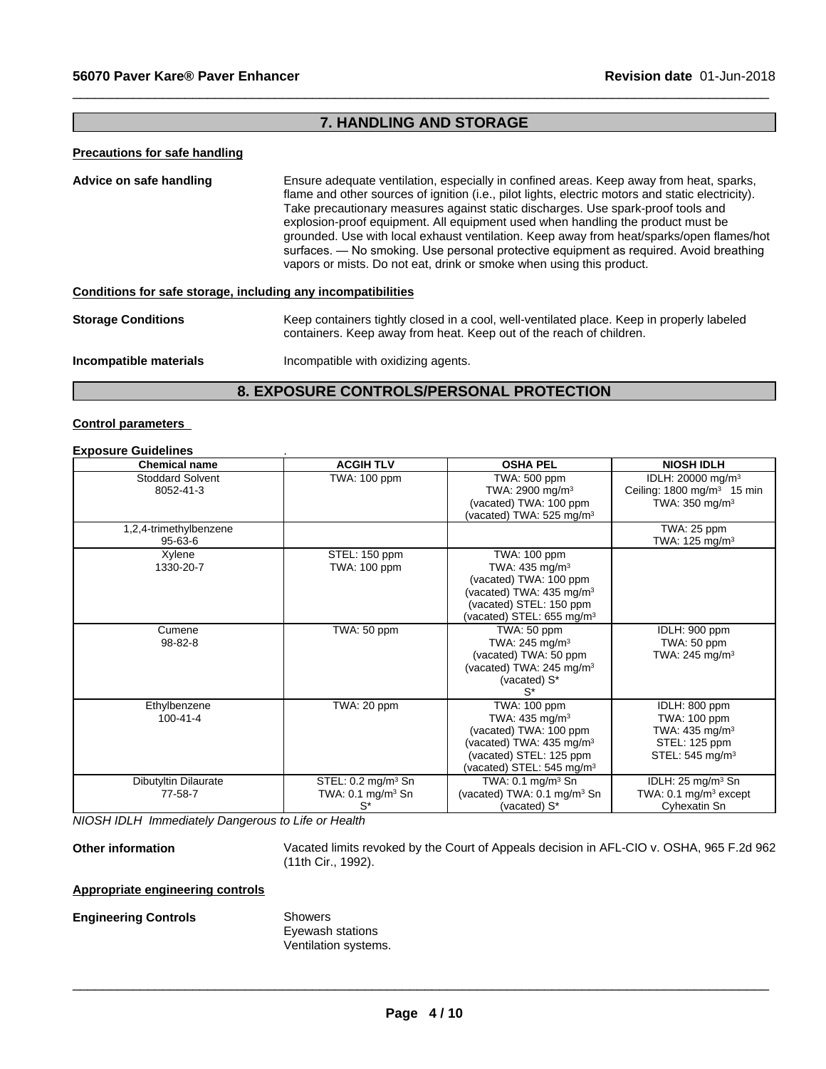## 7. HANDLING AND STORAGE

**Precautions for safe handling**

**Advice on safe handling** Ensure adequate ventilation, especially in confined areas. Keep away from heat, sparks, flame and other sources of ignition (i.e., pilot lights, electric motors and static electricity). Take precautionary measures against static discharges. Use spark-proof tools and explosion-proof equipment. All equipment used when handling the product must be grounded. Use with local exhaust ventilation. Keep away from heat/sparks/open flames/hot surfaces. — No smoking. Use personal protective equipment as required. Avoid breathing vapors or mists. Do not eat, drink or smoke when using this product.

**Conditions for safe storage, including any incompatibilities**

**Storage Conditions** Keep containers tightly closed in a cool, well-ventilated place. Keep in properly labeled containers. Keep away from heat. Keep out of the reach of children.

**Incompatible materials** Incompatible with oxidizing agents.

## 8. EXPOSURE CONTROLS/PERSONAL PROTECTION

**Control parameters**

**Exposure Guidelines** .

| Chemical name | ACGIH TLV | OSHA PEL | NIOSH IDLH |
|---|---|---|---|
| Stoddard Solvent<br>8052-41-3 | TWA: 100 ppm | TWA: 500 ppm<br>TWA: 2900 mg/m³<br>(vacated) TWA: 100 ppm<br>(vacated) TWA: 525 mg/m³ | IDLH: 20000 mg/m³<br>Ceiling: 1800 mg/m³ 15 min<br>TWA: 350 mg/m³ |
| 1,2,4-trimethylbenzene<br>95-63-6 | | | TWA: 25 ppm<br>TWA: 125 mg/m³ |
| Xylene<br>1330-20-7 | STEL: 150 ppm<br>TWA: 100 ppm | TWA: 100 ppm<br>TWA: 435 mg/m³<br>(vacated) TWA: 100 ppm<br>(vacated) TWA: 435 mg/m³<br>(vacated) STEL: 150 ppm<br>(vacated) STEL: 655 mg/m³ | |
| Cumene<br>98-82-8 | TWA: 50 ppm | TWA: 50 ppm<br>TWA: 245 mg/m³<br>(vacated) TWA: 50 ppm<br>(vacated) TWA: 245 mg/m³<br>(vacated) S*<br>S* | IDLH: 900 ppm<br>TWA: 50 ppm<br>TWA: 245 mg/m³ |
| Ethylbenzene<br>100-41-4 | TWA: 20 ppm | TWA: 100 ppm<br>TWA: 435 mg/m³<br>(vacated) TWA: 100 ppm<br>(vacated) TWA: 435 mg/m³<br>(vacated) STEL: 125 ppm<br>(vacated) STEL: 545 mg/m³ | IDLH: 800 ppm<br>TWA: 100 ppm<br>TWA: 435 mg/m³<br>STEL: 125 ppm<br>STEL: 545 mg/m³ |
| Dibutyltin Dilaurate<br>77-58-7 | STEL: 0.2 mg/m³ Sn<br>TWA: 0.1 mg/m³ Sn<br>S* | TWA: 0.1 mg/m³ Sn<br>(vacated) TWA: 0.1 mg/m³ Sn<br>(vacated) S* | IDLH: 25 mg/m³ Sn<br>TWA: 0.1 mg/m³ except<br>Cyhexatin Sn |

*NIOSH IDLH Immediately Dangerous to Life or Health*

**Other information** Vacated limits revoked by the Court of Appeals decision in AFL-CIO v. OSHA, 965 F.2d 962 (11th Cir., 1992).

**Appropriate engineering controls**

**Engineering Controls** Showers
Eyewash stations
Ventilation systems.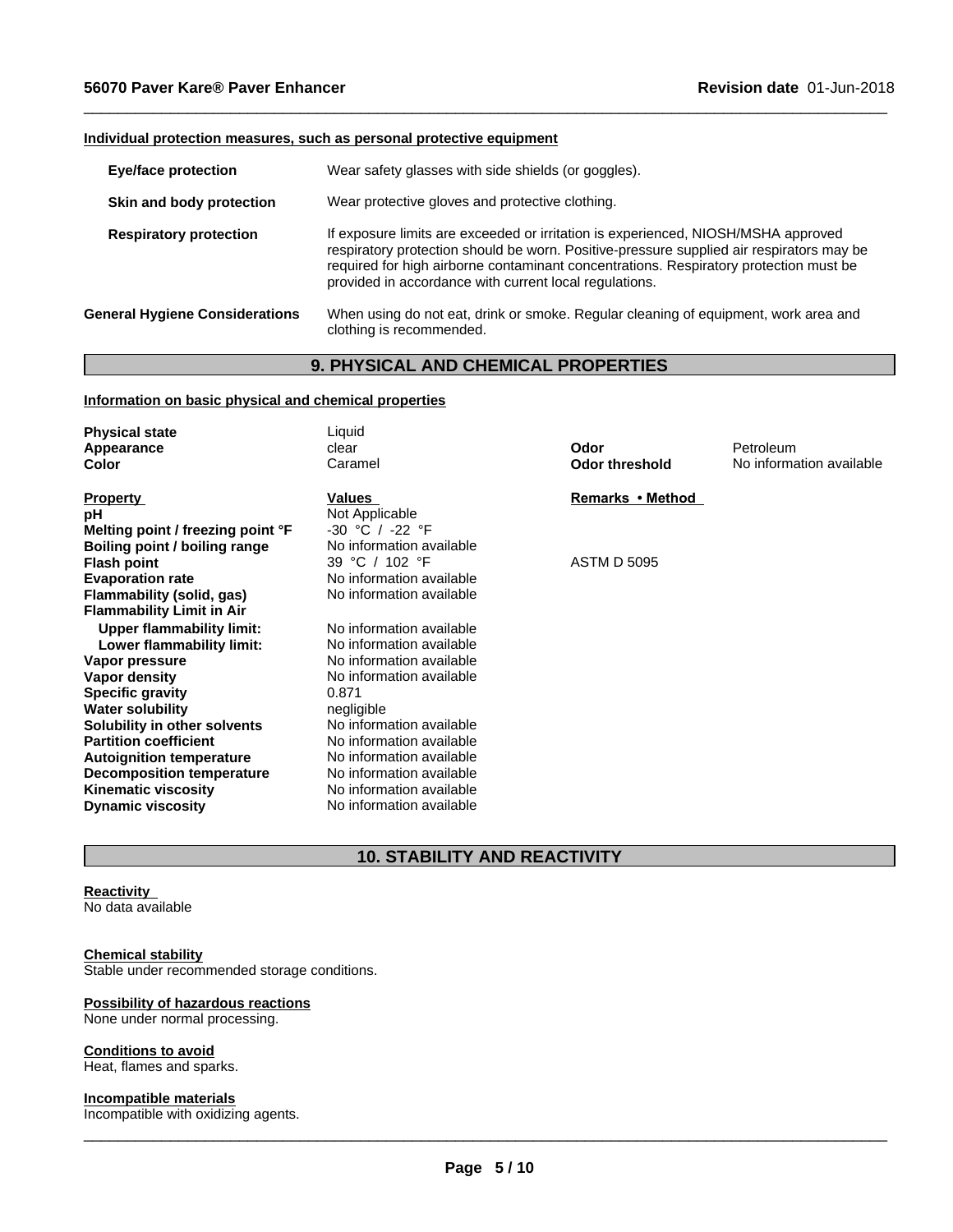#### Individual protection measures, such as personal protective equipment

| | |
|---|---|
| **Eye/face protection** | Wear safety glasses with side shields (or goggles). |
| **Skin and body protection** | Wear protective gloves and protective clothing. |
| **Respiratory protection** | If exposure limits are exceeded or irritation is experienced, NIOSH/MSHA approved respiratory protection should be worn. Positive-pressure supplied air respirators may be required for high airborne contaminant concentrations. Respiratory protection must be provided in accordance with current local regulations. |
| **General Hygiene Considerations** | When using do not eat, drink or smoke. Regular cleaning of equipment, work area and clothing is recommended. |

## 9. PHYSICAL AND CHEMICAL PROPERTIES

#### Information on basic physical and chemical properties

| | | | |
|---|---|---|---|
| **Physical state** | Liquid | | |
| **Appearance** | clear | **Odor** | Petroleum |
| **Color** | Caramel | **Odor threshold** | No information available |

| **Property** | **Values** | **Remarks • Method** |
|---|---|---|
| **pH** | Not Applicable | |
| **Melting point / freezing point °F** | -30 °C / -22 °F | |
| **Boiling point / boiling range** | No information available | |
| **Flash point** | 39 °C / 102 °F | ASTM D 5095 |
| **Evaporation rate** | No information available | |
| **Flammability (solid, gas)** | No information available | |
| **Flammability Limit in Air** | | |
| **Upper flammability limit:** | No information available | |
| **Lower flammability limit:** | No information available | |
| **Vapor pressure** | No information available | |
| **Vapor density** | No information available | |
| **Specific gravity** | 0.871 | |
| **Water solubility** | negligible | |
| **Solubility in other solvents** | No information available | |
| **Partition coefficient** | No information available | |
| **Autoignition temperature** | No information available | |
| **Decomposition temperature** | No information available | |
| **Kinematic viscosity** | No information available | |
| **Dynamic viscosity** | No information available | |

## 10. STABILITY AND REACTIVITY

#### Reactivity
No data available

#### Chemical stability
Stable under recommended storage conditions.

#### Possibility of hazardous reactions
None under normal processing.

#### Conditions to avoid
Heat, flames and sparks.

#### Incompatible materials
Incompatible with oxidizing agents.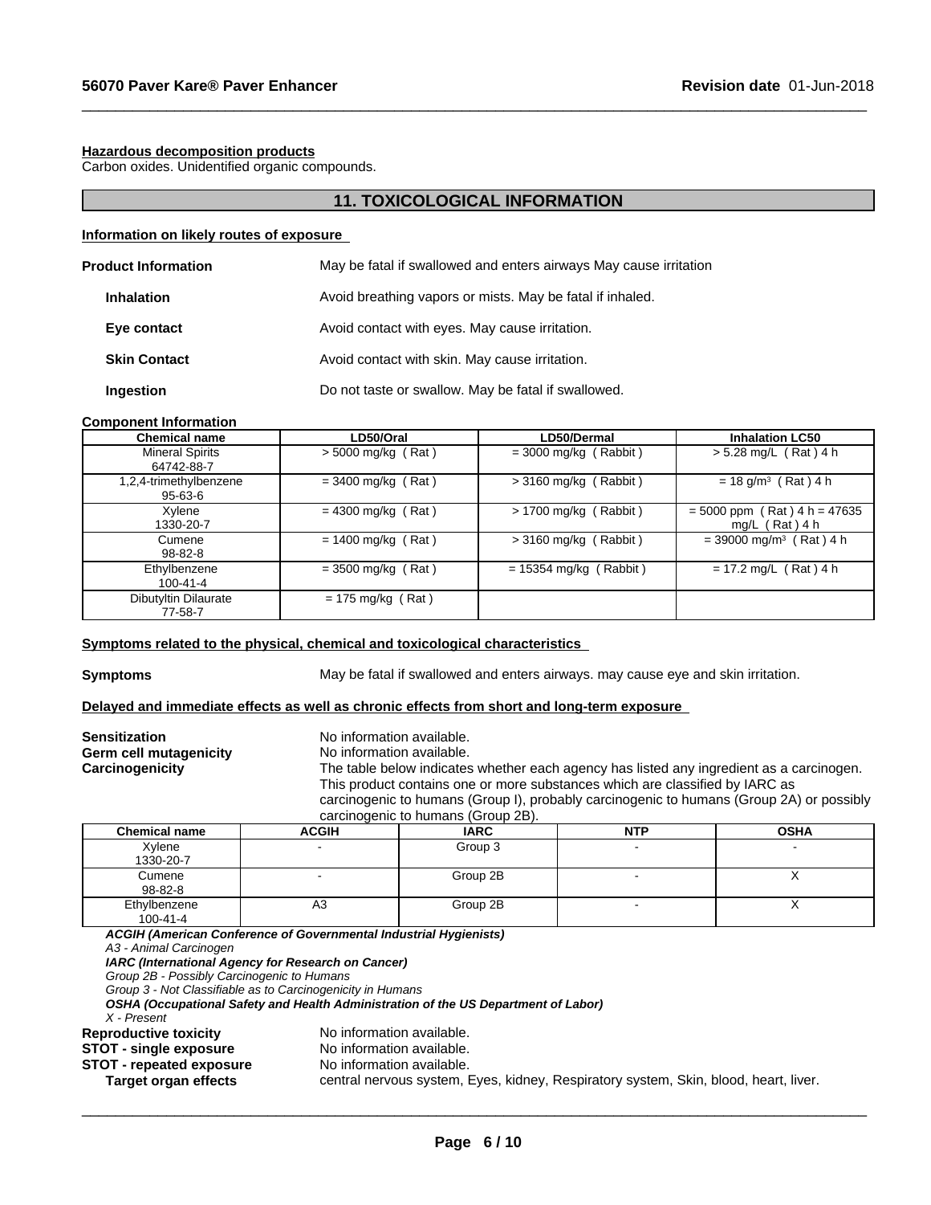**Hazardous decomposition products**
Carbon oxides. Unidentified organic compounds.

## 11. TOXICOLOGICAL INFORMATION

**Information on likely routes of exposure**

**Product Information** May be fatal if swallowed and enters airways May cause irritation

**Inhalation** Avoid breathing vapors or mists. May be fatal if inhaled.

**Eye contact** Avoid contact with eyes. May cause irritation.

**Skin Contact** Avoid contact with skin. May cause irritation.

**Ingestion** Do not taste or swallow. May be fatal if swallowed.

**Component Information**

| Chemical name | LD50/Oral | LD50/Dermal | Inhalation LC50 |
|---|---|---|---|
| Mineral Spirits 64742-88-7 | > 5000 mg/kg ( Rat ) | = 3000 mg/kg ( Rabbit ) | > 5.28 mg/L ( Rat ) 4 h |
| 1,2,4-trimethylbenzene 95-63-6 | = 3400 mg/kg ( Rat ) | > 3160 mg/kg ( Rabbit ) | = 18 g/m³ ( Rat ) 4 h |
| Xylene 1330-20-7 | = 4300 mg/kg ( Rat ) | > 1700 mg/kg ( Rabbit ) | = 5000 ppm ( Rat ) 4 h = 47635 mg/L ( Rat ) 4 h |
| Cumene 98-82-8 | = 1400 mg/kg ( Rat ) | > 3160 mg/kg ( Rabbit ) | = 39000 mg/m³ ( Rat ) 4 h |
| Ethylbenzene 100-41-4 | = 3500 mg/kg ( Rat ) | = 15354 mg/kg ( Rabbit ) | = 17.2 mg/L ( Rat ) 4 h |
| Dibutyltin Dilaurate 77-58-7 | = 175 mg/kg ( Rat ) | | |

**Symptoms related to the physical, chemical and toxicological characteristics**

**Symptoms** May be fatal if swallowed and enters airways. may cause eye and skin irritation.

**Delayed and immediate effects as well as chronic effects from short and long-term exposure**

**Sensitization** No information available.
**Germ cell mutagenicity** No information available.
**Carcinogenicity** The table below indicates whether each agency has listed any ingredient as a carcinogen. This product contains one or more substances which are classified by IARC as carcinogenic to humans (Group I), probably carcinogenic to humans (Group 2A) or possibly carcinogenic to humans (Group 2B).

| Chemical name | ACGIH | IARC | NTP | OSHA |
|---|---|---|---|---|
| Xylene 1330-20-7 | - | Group 3 | - | - |
| Cumene 98-82-8 | - | Group 2B | - | X |
| Ethylbenzene 100-41-4 | A3 | Group 2B | - | X |

***ACGIH (American Conference of Governmental Industrial Hygienists)***
*A3 - Animal Carcinogen*
***IARC (International Agency for Research on Cancer)***
*Group 2B - Possibly Carcinogenic to Humans*
*Group 3 - Not Classifiable as to Carcinogenicity in Humans*
***OSHA (Occupational Safety and Health Administration of the US Department of Labor)***
*X - Present*

**Reproductive toxicity** No information available.
**STOT - single exposure** No information available.
**STOT - repeated exposure** No information available.
**Target organ effects** central nervous system, Eyes, kidney, Respiratory system, Skin, blood, heart, liver.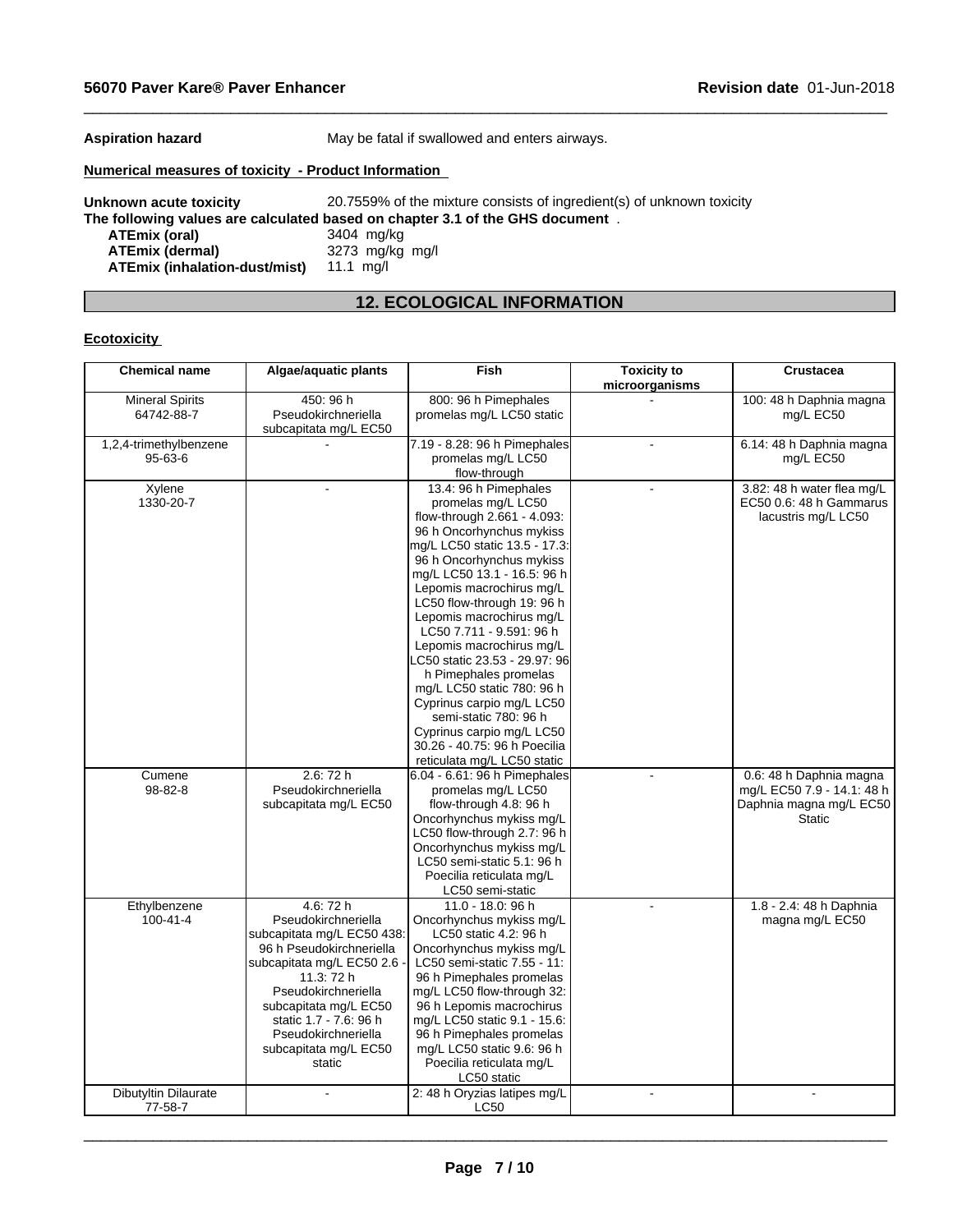**Aspiration hazard** May be fatal if swallowed and enters airways.

**Numerical measures of toxicity - Product Information**

**Unknown acute toxicity** 20.7559% of the mixture consists of ingredient(s) of unknown toxicity

**The following values are calculated based on chapter 3.1 of the GHS document** .

| | |
|---|---|
| **ATEmix (oral)** | 3404 mg/kg |
| **ATEmix (dermal)** | 3273 mg/kg mg/l |
| **ATEmix (inhalation-dust/mist)** | 11.1 mg/l |

## 12. ECOLOGICAL INFORMATION

**Ecotoxicity**

| Chemical name | Algae/aquatic plants | Fish | Toxicity to microorganisms | Crustacea |
|---|---|---|---|---|
| Mineral Spirits 64742-88-7 | 450: 96 h Pseudokirchneriella subcapitata mg/L EC50 | 800: 96 h Pimephales promelas mg/L LC50 static | - | 100: 48 h Daphnia magna mg/L EC50 |
| 1,2,4-trimethylbenzene 95-63-6 | - | 7.19 - 8.28: 96 h Pimephales promelas mg/L LC50 flow-through | - | 6.14: 48 h Daphnia magna mg/L EC50 |
| Xylene 1330-20-7 | - | 13.4: 96 h Pimephales promelas mg/L LC50 flow-through 2.661 - 4.093: 96 h Oncorhynchus mykiss mg/L LC50 static 13.5 - 17.3: 96 h Oncorhynchus mykiss mg/L LC50 13.1 - 16.5: 96 h Lepomis macrochirus mg/L LC50 flow-through 19: 96 h Lepomis macrochirus mg/L LC50 7.711 - 9.591: 96 h Lepomis macrochirus mg/L LC50 static 23.53 - 29.97: 96 h Pimephales promelas mg/L LC50 static 780: 96 h Cyprinus carpio mg/L LC50 semi-static 780: 96 h Cyprinus carpio mg/L LC50 30.26 - 40.75: 96 h Poecilia reticulata mg/L LC50 static | - | 3.82: 48 h water flea mg/L EC50 0.6: 48 h Gammarus lacustris mg/L LC50 |
| Cumene 98-82-8 | 2.6: 72 h Pseudokirchneriella subcapitata mg/L EC50 | 6.04 - 6.61: 96 h Pimephales promelas mg/L LC50 flow-through 4.8: 96 h Oncorhynchus mykiss mg/L LC50 flow-through 2.7: 96 h Oncorhynchus mykiss mg/L LC50 semi-static 5.1: 96 h Poecilia reticulata mg/L LC50 semi-static | - | 0.6: 48 h Daphnia magna mg/L EC50 7.9 - 14.1: 48 h Daphnia magna mg/L EC50 Static |
| Ethylbenzene 100-41-4 | 4.6: 72 h Pseudokirchneriella subcapitata mg/L EC50 438: 96 h Pseudokirchneriella subcapitata mg/L EC50 2.6 - 11.3: 72 h Pseudokirchneriella subcapitata mg/L EC50 static 1.7 - 7.6: 96 h Pseudokirchneriella subcapitata mg/L EC50 static | 11.0 - 18.0: 96 h Oncorhynchus mykiss mg/L LC50 static 4.2: 96 h Oncorhynchus mykiss mg/L LC50 semi-static 7.55 - 11: 96 h Pimephales promelas mg/L LC50 flow-through 32: 96 h Lepomis macrochirus mg/L LC50 static 9.1 - 15.6: 96 h Pimephales promelas mg/L LC50 static 9.6: 96 h Poecilia reticulata mg/L LC50 static | - | 1.8 - 2.4: 48 h Daphnia magna mg/L EC50 |
| Dibutyltin Dilaurate 77-58-7 | - | 2: 48 h Oryzias latipes mg/L LC50 | - | - |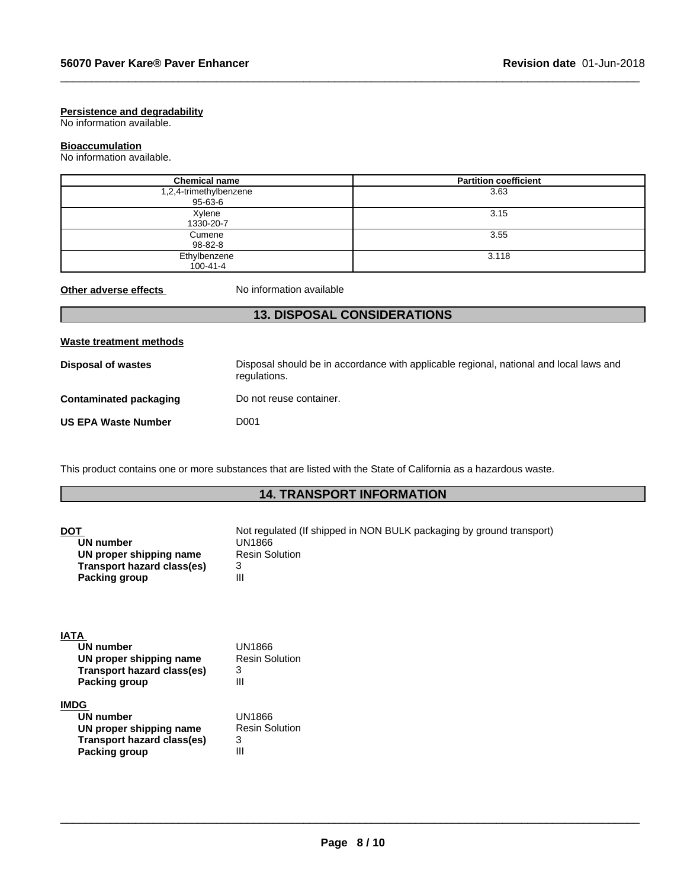**Persistence and degradability**
No information available.

**Bioaccumulation**
No information available.

| Chemical name | Partition coefficient |
|---|---|
| 1,2,4-trimethylbenzene<br>95-63-6 | 3.63 |
| Xylene<br>1330-20-7 | 3.15 |
| Cumene<br>98-82-8 | 3.55 |
| Ethylbenzene<br>100-41-4 | 3.118 |

**Other adverse effects** No information available

## 13. DISPOSAL CONSIDERATIONS

**Waste treatment methods**

**Disposal of wastes** Disposal should be in accordance with applicable regional, national and local laws and regulations.

**Contaminated packaging** Do not reuse container.

**US EPA Waste Number** D001

This product contains one or more substances that are listed with the State of California as a hazardous waste.

## 14. TRANSPORT INFORMATION

**DOT** Not regulated (If shipped in NON BULK packaging by ground transport)
- **UN number** UN1866
- **UN proper shipping name** Resin Solution
- **Transport hazard class(es)** 3
- **Packing group** III

**IATA**
- **UN number** UN1866
- **UN proper shipping name** Resin Solution
- **Transport hazard class(es)** 3
- **Packing group** III

**IMDG**
- **UN number** UN1866
- **UN proper shipping name** Resin Solution
- **Transport hazard class(es)** 3
- **Packing group** III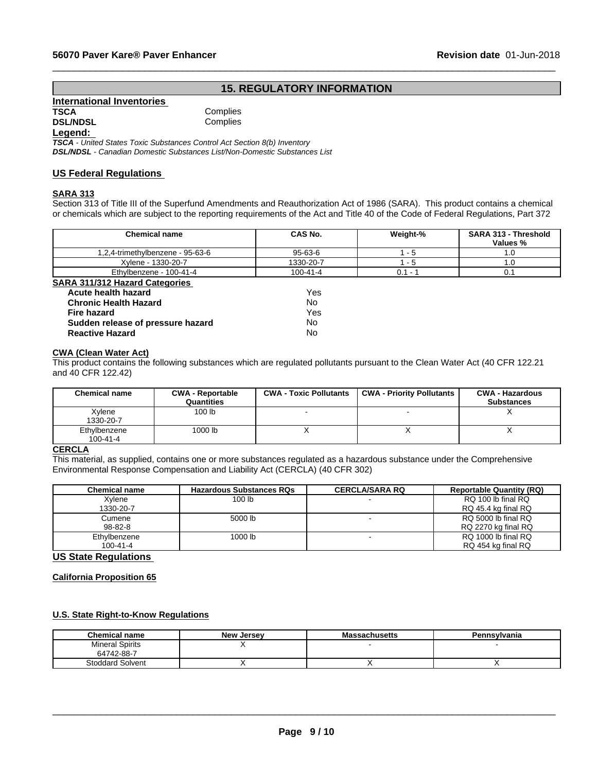## 15. REGULATORY INFORMATION

### International Inventories

**TSCA** Complies
**DSL/NDSL** Complies

**Legend:**
***TSCA*** *- United States Toxic Substances Control Act Section 8(b) Inventory*
***DSL/NDSL*** *- Canadian Domestic Substances List/Non-Domestic Substances List*

### US Federal Regulations

**SARA 313**
Section 313 of Title III of the Superfund Amendments and Reauthorization Act of 1986 (SARA). This product contains a chemical or chemicals which are subject to the reporting requirements of the Act and Title 40 of the Code of Federal Regulations, Part 372

| Chemical name | CAS No. | Weight-% | SARA 313 - Threshold Values % |
|---|---|---|---|
| 1,2,4-trimethylbenzene - 95-63-6 | 95-63-6 | 1 - 5 | 1.0 |
| Xylene - 1330-20-7 | 1330-20-7 | 1 - 5 | 1.0 |
| Ethylbenzene - 100-41-4 | 100-41-4 | 0.1 - 1 | 0.1 |

**SARA 311/312 Hazard Categories**

| | |
|---|---|
| **Acute health hazard** | Yes |
| **Chronic Health Hazard** | No |
| **Fire hazard** | Yes |
| **Sudden release of pressure hazard** | No |
| **Reactive Hazard** | No |

**CWA (Clean Water Act)**
This product contains the following substances which are regulated pollutants pursuant to the Clean Water Act (40 CFR 122.21 and 40 CFR 122.42)

| Chemical name | CWA - Reportable Quantities | CWA - Toxic Pollutants | CWA - Priority Pollutants | CWA - Hazardous Substances |
|---|---|---|---|---|
| Xylene 1330-20-7 | 100 lb | - | - | X |
| Ethylbenzene 100-41-4 | 1000 lb | X | X | X |

**CERCLA**
This material, as supplied, contains one or more substances regulated as a hazardous substance under the Comprehensive Environmental Response Compensation and Liability Act (CERCLA) (40 CFR 302)

| Chemical name | Hazardous Substances RQs | CERCLA/SARA RQ | Reportable Quantity (RQ) |
|---|---|---|---|
| Xylene 1330-20-7 | 100 lb | - | RQ 100 lb final RQ RQ 45.4 kg final RQ |
| Cumene 98-82-8 | 5000 lb | - | RQ 5000 lb final RQ RQ 2270 kg final RQ |
| Ethylbenzene 100-41-4 | 1000 lb | - | RQ 1000 lb final RQ RQ 454 kg final RQ |

### US State Regulations

**California Proposition 65**

**U.S. State Right-to-Know Regulations**

| Chemical name | New Jersey | Massachusetts | Pennsylvania |
|---|---|---|---|
| Mineral Spirits 64742-88-7 | X | - | - |
| Stoddard Solvent | X | X | X |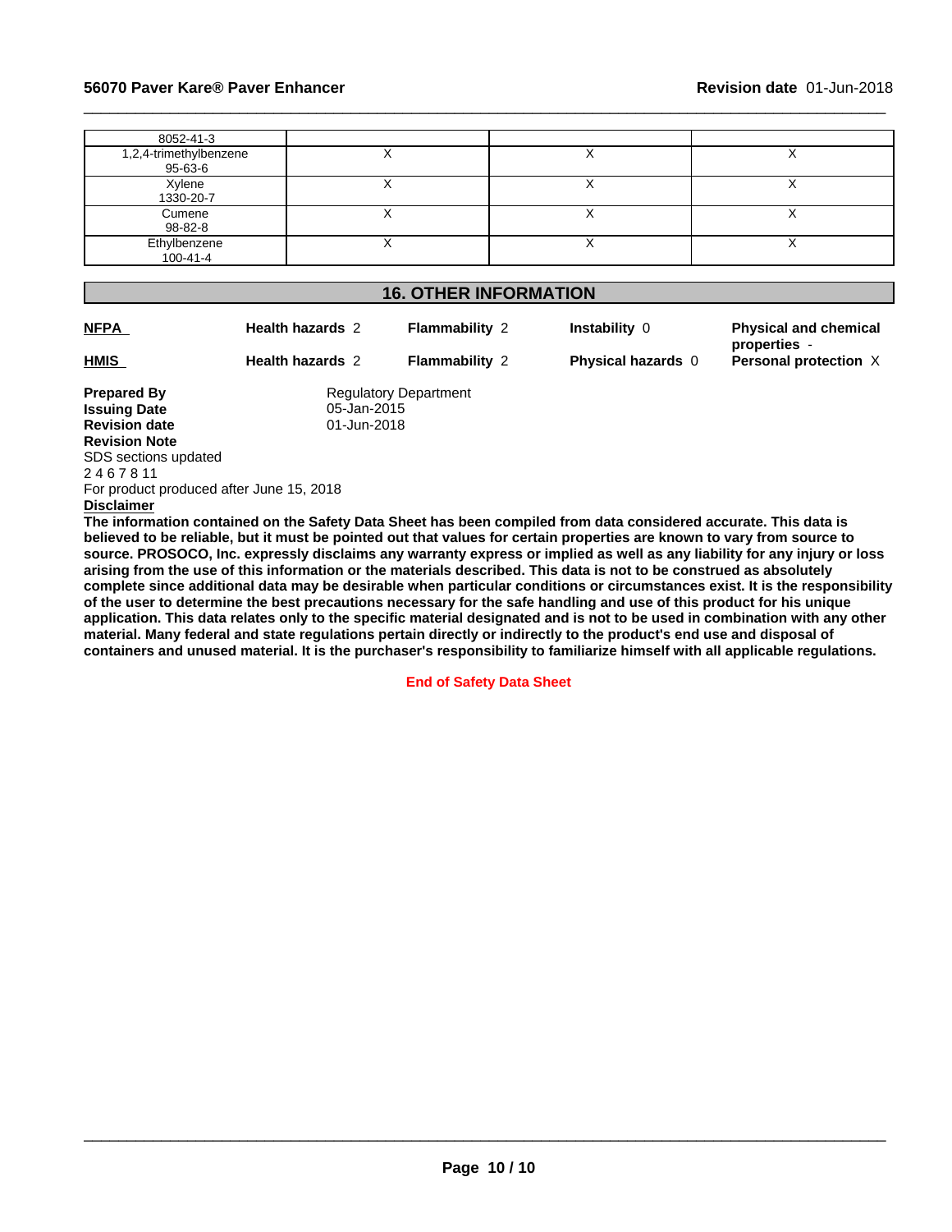| | | | |
|---|---|---|---|
| 8052-41-3 | | | |
| 1,2,4-trimethylbenzene 95-63-6 | X | X | X |
| Xylene 1330-20-7 | X | X | X |
| Cumene 98-82-8 | X | X | X |
| Ethylbenzene 100-41-4 | X | X | X |

## 16. OTHER INFORMATION

| | | | | |
|---|---|---|---|---|
| **NFPA** | **Health hazards** 2 | **Flammability** 2 | **Instability** 0 | **Physical and chemical properties** - |
| **HMIS** | **Health hazards** 2 | **Flammability** 2 | **Physical hazards** 0 | **Personal protection** X |

**Prepared By** Regulatory Department
**Issuing Date** 05-Jan-2015
**Revision date** 01-Jun-2018
**Revision Note**
SDS sections updated
2 4 6 7 8 11
For product produced after June 15, 2018

**Disclaimer**

**The information contained on the Safety Data Sheet has been compiled from data considered accurate. This data is believed to be reliable, but it must be pointed out that values for certain properties are known to vary from source to source. PROSOCO, Inc. expressly disclaims any warranty express or implied as well as any liability for any injury or loss arising from the use of this information or the materials described. This data is not to be construed as absolutely complete since additional data may be desirable when particular conditions or circumstances exist. It is the responsibility of the user to determine the best precautions necessary for the safe handling and use of this product for his unique application. This data relates only to the specific material designated and is not to be used in combination with any other material. Many federal and state regulations pertain directly or indirectly to the product's end use and disposal of containers and unused material. It is the purchaser's responsibility to familiarize himself with all applicable regulations.**

**End of Safety Data Sheet**